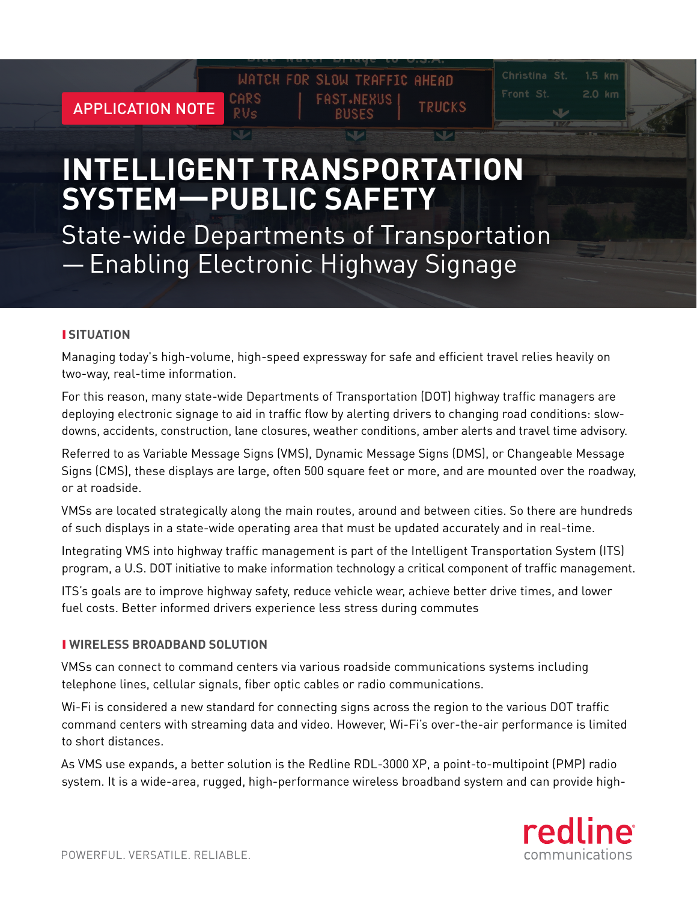APPLICATION NOTE

# INTELLIGENT TRANSPORTATION SYSTEM—PUBLIC SAFETY

State-wide Departments of Transportation — Enabling Electronic Highway Signage

## SITUATION

Managing today's high-volume, high-speed expressway for safe and efficient travel relies heavily on two-way, real-time information.

For this reason, many state-wide Departments of Transportation (DOT) highway traffic managers are deploying electronic signage to aid in traffic flow by alerting drivers to changing road conditions: slow-downs, accidents, construction, lane closures, weather conditions, amber alerts and travel time advisory.

Referred to as Variable Message Signs (VMS), Dynamic Message Signs (DMS), or Changeable Message Signs (CMS), these displays are large, often 500 square feet or more, and are mounted over the roadway, or at roadside.

VMSs are located strategically along the main routes, around and between cities. So there are hundreds of such displays in a state-wide operating area that must be updated accurately and in real-time.

Integrating VMS into highway traffic management is part of the Intelligent Transportation System (ITS) program, a U.S. DOT initiative to make information technology a critical component of traffic management.

ITS's goals are to improve highway safety, reduce vehicle wear, achieve better drive times, and lower fuel costs. Better informed drivers experience less stress during commutes

## WIRELESS BROADBAND SOLUTION

VMSs can connect to command centers via various roadside communications systems including telephone lines, cellular signals, fiber optic cables or radio communications.

Wi-Fi is considered a new standard for connecting signs across the region to the various DOT traffic command centers with streaming data and video. However, Wi-Fi's over-the-air performance is limited to short distances.

As VMS use expands, a better solution is the Redline RDL-3000 XP, a point-to-multipoint (PMP) radio system. It is a wide-area, rugged, high-performance wireless broadband system and can provide high-

POWERFUL. VERSATILE. RELIABLE.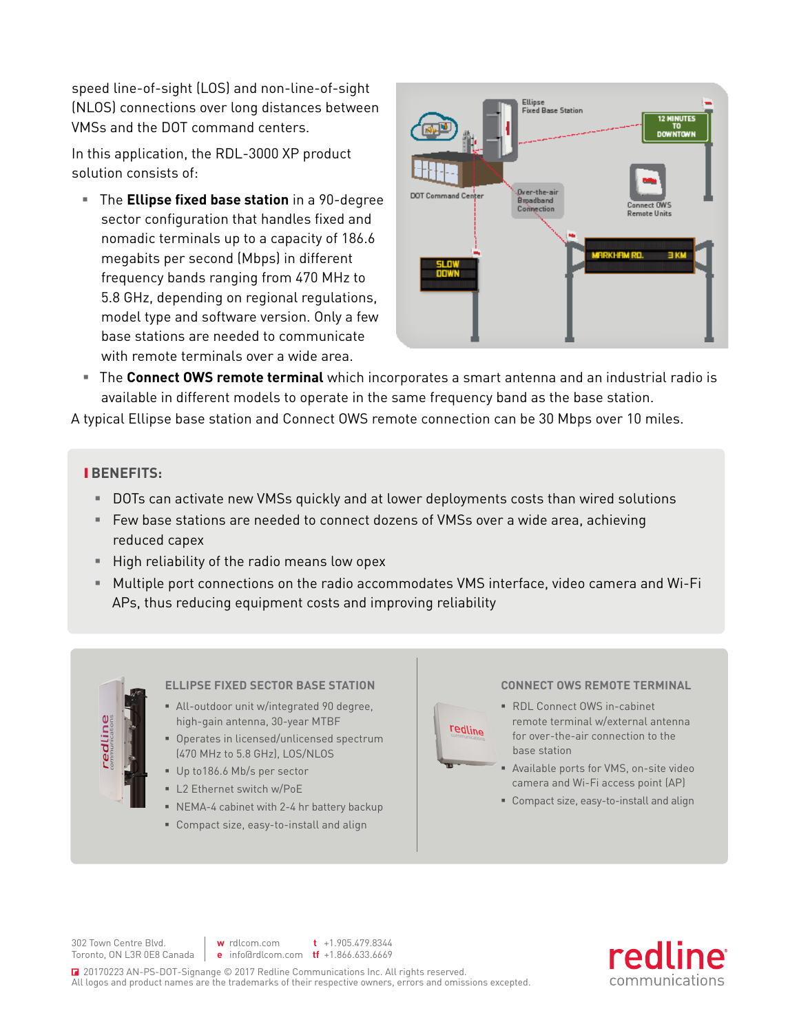speed line-of-sight (LOS) and non-line-of-sight (NLOS) connections over long distances between VMSs and the DOT command centers.

In this application, the RDL-3000 XP product solution consists of:

- The **Ellipse fixed base station** in a 90-degree sector configuration that handles fixed and nomadic terminals up to a capacity of 186.6 megabits per second (Mbps) in different frequency bands ranging from 470 MHz to 5.8 GHz, depending on regional regulations, model type and software version. Only a few base stations are needed to communicate with remote terminals over a wide area.
- The **Connect OWS remote terminal** which incorporates a smart antenna and an industrial radio is available in different models to operate in the same frequency band as the base station.

Ellipse Fixed Base Station

DOT Command Center

Over-the-air Broadband Connection

Connect OWS Remote Units

12 MINUTES TO DOWNTOWN

SLOW DOWN

MARKHAM RD. 3 KM

A typical Ellipse base station and Connect OWS remote connection can be 30 Mbps over 10 miles.

## BENEFITS:

- DOTs can activate new VMSs quickly and at lower deployments costs than wired solutions
- Few base stations are needed to connect dozens of VMSs over a wide area, achieving reduced capex
- High reliability of the radio means low opex
- Multiple port connections on the radio accommodates VMS interface, video camera and Wi-Fi APs, thus reducing equipment costs and improving reliability

### ELLIPSE FIXED SECTOR BASE STATION

- All-outdoor unit w/integrated 90 degree, high-gain antenna, 30-year MTBF
- Operates in licensed/unlicensed spectrum (470 MHz to 5.8 GHz), LOS/NLOS
- Up to186.6 Mb/s per sector
- L2 Ethernet switch w/PoE
- NEMA-4 cabinet with 2-4 hr battery backup
- Compact size, easy-to-install and align

### CONNECT OWS REMOTE TERMINAL

- RDL Connect OWS in-cabinet remote terminal w/external antenna for over-the-air connection to the base station
- Available ports for VMS, on-site video camera and Wi-Fi access point (AP)
- Compact size, easy-to-install and align

302 Town Centre Blvd.
Toronto, ON L3R 0E8 Canada

w rdlcom.com
e info@rdlcom.com

t +1.905.479.8344
tf +1.866.633.6669

20170223 AN-PS-DOT-Signange © 2017 Redline Communications Inc. All rights reserved.
All logos and product names are the trademarks of their respective owners, errors and omissions excepted.

redline communications